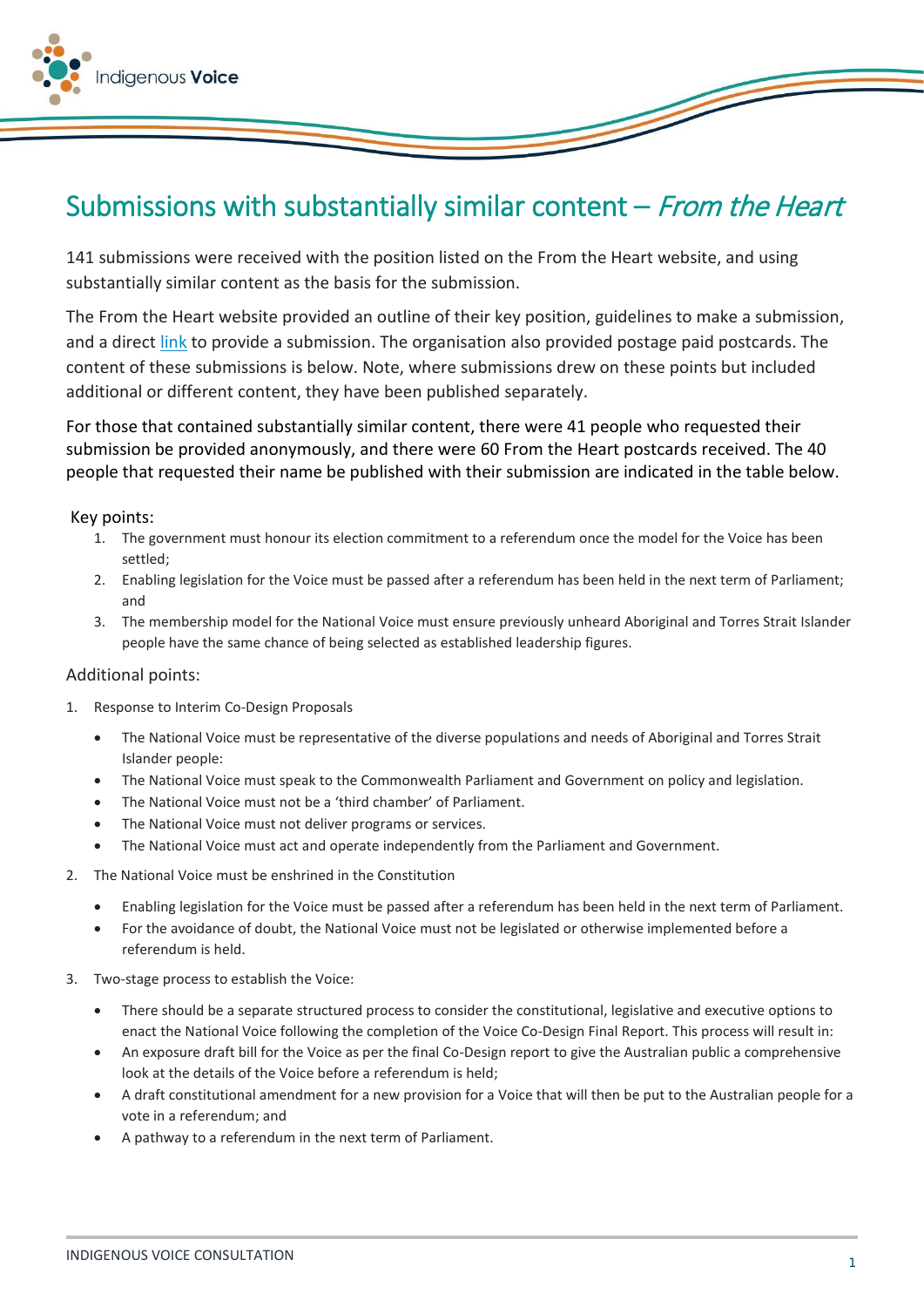# Submissions with substantially similar content – *From the Heart*

141 submissions were received with the position listed on the From the Heart website, and using substantially similar content as the basis for the submission.

The From the Heart website provided an outline of their key position, guidelines to make a submission, and a direct link to provide a submission. The organisation also provided postage paid postcards. The content of these submissions is below. Note, where submissions drew on these points but included additional or different content, they have been published separately.

For those that contained substantially similar content, there were 41 people who requested their submission be provided anonymously, and there were 60 From the Heart postcards received. The 40 people that requested their name be published with their submission are indicated in the table below.

## Key points:

1. The government must honour its election commitment to a referendum once the model for the Voice has been settled;
2. Enabling legislation for the Voice must be passed after a referendum has been held in the next term of Parliament; and
3. The membership model for the National Voice must ensure previously unheard Aboriginal and Torres Strait Islander people have the same chance of being selected as established leadership figures.

## Additional points:

1. Response to Interim Co-Design Proposals
   - The National Voice must be representative of the diverse populations and needs of Aboriginal and Torres Strait Islander people:
   - The National Voice must speak to the Commonwealth Parliament and Government on policy and legislation.
   - The National Voice must not be a 'third chamber' of Parliament.
   - The National Voice must not deliver programs or services.
   - The National Voice must act and operate independently from the Parliament and Government.
2. The National Voice must be enshrined in the Constitution
   - Enabling legislation for the Voice must be passed after a referendum has been held in the next term of Parliament.
   - For the avoidance of doubt, the National Voice must not be legislated or otherwise implemented before a referendum is held.
3. Two-stage process to establish the Voice:
   - There should be a separate structured process to consider the constitutional, legislative and executive options to enact the National Voice following the completion of the Voice Co-Design Final Report. This process will result in:
   - An exposure draft bill for the Voice as per the final Co-Design report to give the Australian public a comprehensive look at the details of the Voice before a referendum is held;
   - A draft constitutional amendment for a new provision for a Voice that will then be put to the Australian people for a vote in a referendum; and
   - A pathway to a referendum in the next term of Parliament.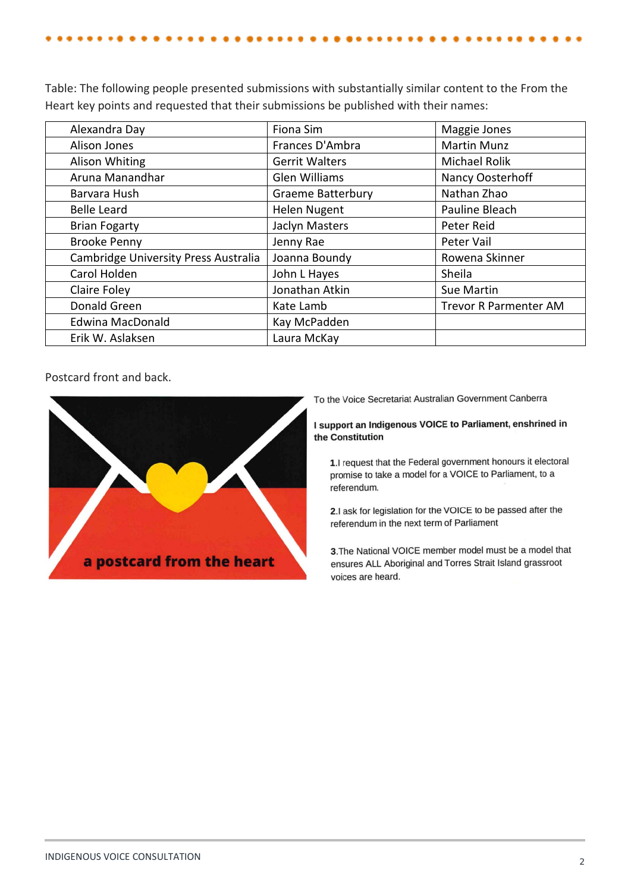Table: The following people presented submissions with substantially similar content to the From the Heart key points and requested that their submissions be published with their names:

| | | |
|---|---|---|
| Alexandra Day | Fiona Sim | Maggie Jones |
| Alison Jones | Frances D'Ambra | Martin Munz |
| Alison Whiting | Gerrit Walters | Michael Rolik |
| Aruna Manandhar | Glen Williams | Nancy Oosterhoff |
| Barvara Hush | Graeme Batterbury | Nathan Zhao |
| Belle Leard | Helen Nugent | Pauline Bleach |
| Brian Fogarty | Jaclyn Masters | Peter Reid |
| Brooke Penny | Jenny Rae | Peter Vail |
| Cambridge University Press Australia | Joanna Boundy | Rowena Skinner |
| Carol Holden | John L Hayes | Sheila |
| Claire Foley | Jonathan Atkin | Sue Martin |
| Donald Green | Kate Lamb | Trevor R Parmenter AM |
| Edwina MacDonald | Kay McPadden | |
| Erik W. Aslaksen | Laura McKay | |

Postcard front and back.

a postcard from the heart

To the Voice Secretariat Australian Government Canberra

**I support an Indigenous VOICE to Parliament, enshrined in the Constitution**

**1.** I request that the Federal government honours it electoral promise to take a model for a VOICE to Parliament, to a referendum.

**2.** I ask for legislation for the VOICE to be passed after the referendum in the next term of Parliament

**3.** The National VOICE member model must be a model that ensures ALL Aboriginal and Torres Strait Island grassroot voices are heard.